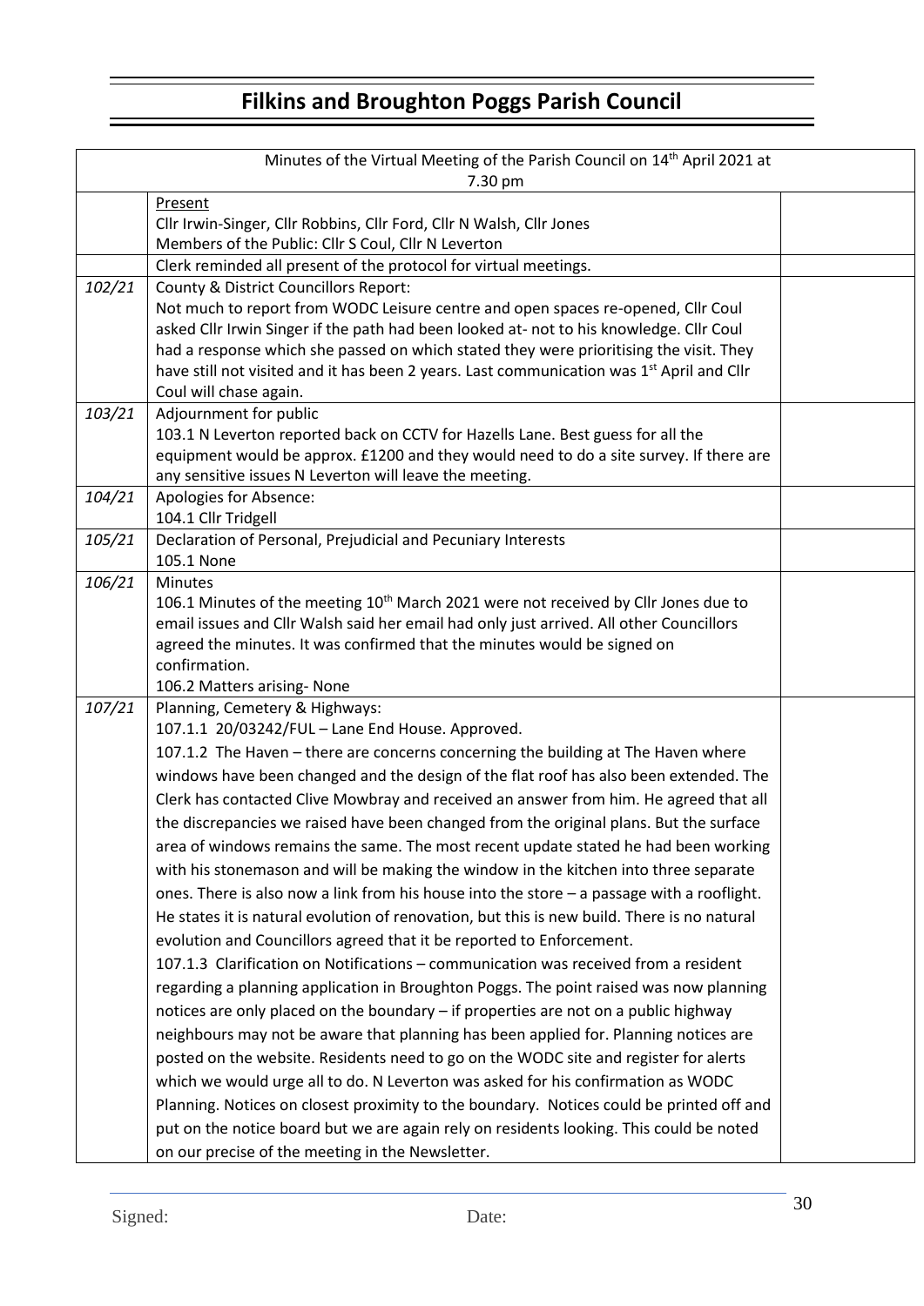# Filkins and Broughton Poggs Parish Council

| Minutes of the Virtual Meeting of the Parish Council on 14th April 2021 at 7.30 pm | | |
|---|---|---|
| | Present<br>Cllr Irwin-Singer, Cllr Robbins, Cllr Ford, Cllr N Walsh, Cllr Jones<br>Members of the Public: Cllr S Coul, Cllr N Leverton | |
| | Clerk reminded all present of the protocol for virtual meetings. | |
| *102/21* | County & District Councillors Report:<br>Not much to report from WODC Leisure centre and open spaces re-opened, Cllr Coul asked Cllr Irwin Singer if the path had been looked at- not to his knowledge. Cllr Coul had a response which she passed on which stated they were prioritising the visit. They have still not visited and it has been 2 years. Last communication was 1st April and Cllr Coul will chase again. | |
| *103/21* | Adjournment for public<br>103.1 N Leverton reported back on CCTV for Hazells Lane. Best guess for all the equipment would be approx. £1200 and they would need to do a site survey. If there are any sensitive issues N Leverton will leave the meeting. | |
| *104/21* | Apologies for Absence:<br>104.1 Cllr Tridgell | |
| *105/21* | Declaration of Personal, Prejudicial and Pecuniary Interests<br>105.1 None | |
| *106/21* | Minutes<br>106.1 Minutes of the meeting 10th March 2021 were not received by Cllr Jones due to email issues and Cllr Walsh said her email had only just arrived. All other Councillors agreed the minutes. It was confirmed that the minutes would be signed on confirmation.<br>106.2 Matters arising- None | |
| *107/21* | Planning, Cemetery & Highways:<br>107.1.1 20/03242/FUL – Lane End House. Approved.<br>107.1.2 The Haven – there are concerns concerning the building at The Haven where windows have been changed and the design of the flat roof has also been extended. The Clerk has contacted Clive Mowbray and received an answer from him. He agreed that all the discrepancies we raised have been changed from the original plans. But the surface area of windows remains the same. The most recent update stated he had been working with his stonemason and will be making the window in the kitchen into three separate ones. There is also now a link from his house into the store – a passage with a rooflight. He states it is natural evolution of renovation, but this is new build. There is no natural evolution and Councillors agreed that it be reported to Enforcement.<br>107.1.3 Clarification on Notifications – communication was received from a resident regarding a planning application in Broughton Poggs. The point raised was now planning notices are only placed on the boundary – if properties are not on a public highway neighbours may not be aware that planning has been applied for. Planning notices are posted on the website. Residents need to go on the WODC site and register for alerts which we would urge all to do. N Leverton was asked for his confirmation as WODC Planning. Notices on closest proximity to the boundary. Notices could be printed off and put on the notice board but we are again rely on residents looking. This could be noted on our precise of the meeting in the Newsletter. | |

Signed: Date: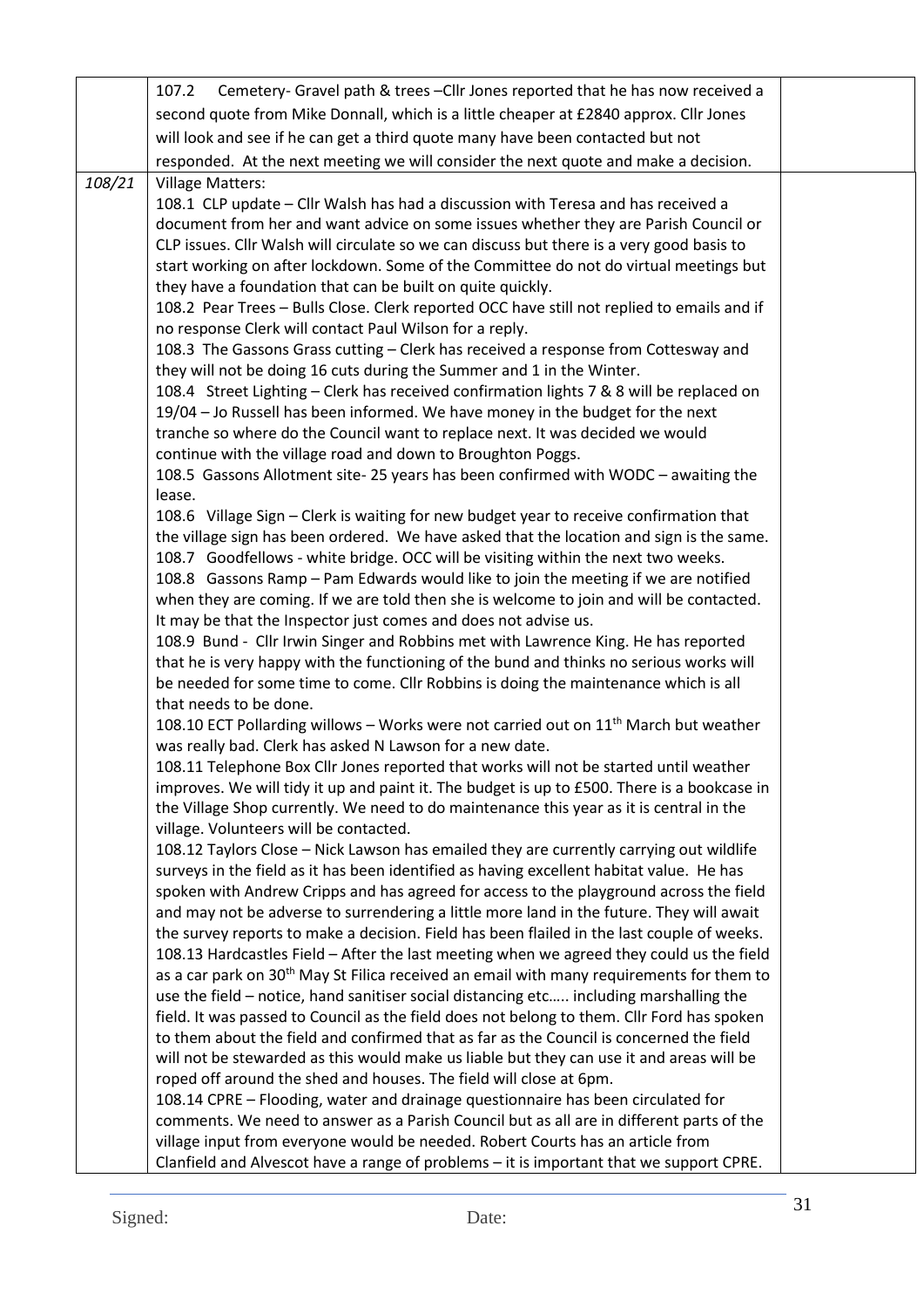| | | |
|---|---|---|
| | 107.2 Cemetery- Gravel path & trees –Cllr Jones reported that he has now received a second quote from Mike Donnall, which is a little cheaper at £2840 approx. Cllr Jones will look and see if he can get a third quote many have been contacted but not responded. At the next meeting we will consider the next quote and make a decision. | |
| *108/21* | Village Matters:<br>108.1 CLP update – Cllr Walsh has had a discussion with Teresa and has received a document from her and want advice on some issues whether they are Parish Council or CLP issues. Cllr Walsh will circulate so we can discuss but there is a very good basis to start working on after lockdown. Some of the Committee do not do virtual meetings but they have a foundation that can be built on quite quickly.<br>108.2 Pear Trees – Bulls Close. Clerk reported OCC have still not replied to emails and if no response Clerk will contact Paul Wilson for a reply.<br>108.3 The Gassons Grass cutting – Clerk has received a response from Cottesway and they will not be doing 16 cuts during the Summer and 1 in the Winter.<br>108.4 Street Lighting – Clerk has received confirmation lights 7 & 8 will be replaced on 19/04 – Jo Russell has been informed. We have money in the budget for the next tranche so where do the Council want to replace next. It was decided we would continue with the village road and down to Broughton Poggs.<br>108.5 Gassons Allotment site- 25 years has been confirmed with WODC – awaiting the lease.<br>108.6 Village Sign – Clerk is waiting for new budget year to receive confirmation that the village sign has been ordered. We have asked that the location and sign is the same.<br>108.7 Goodfellows - white bridge. OCC will be visiting within the next two weeks.<br>108.8 Gassons Ramp – Pam Edwards would like to join the meeting if we are notified when they are coming. If we are told then she is welcome to join and will be contacted. It may be that the Inspector just comes and does not advise us.<br>108.9 Bund - Cllr Irwin Singer and Robbins met with Lawrence King. He has reported that he is very happy with the functioning of the bund and thinks no serious works will be needed for some time to come. Cllr Robbins is doing the maintenance which is all that needs to be done.<br>108.10 ECT Pollarding willows – Works were not carried out on 11th March but weather was really bad. Clerk has asked N Lawson for a new date.<br>108.11 Telephone Box Cllr Jones reported that works will not be started until weather improves. We will tidy it up and paint it. The budget is up to £500. There is a bookcase in the Village Shop currently. We need to do maintenance this year as it is central in the village. Volunteers will be contacted.<br>108.12 Taylors Close – Nick Lawson has emailed they are currently carrying out wildlife surveys in the field as it has been identified as having excellent habitat value. He has spoken with Andrew Cripps and has agreed for access to the playground across the field and may not be adverse to surrendering a little more land in the future. They will await the survey reports to make a decision. Field has been flailed in the last couple of weeks.<br>108.13 Hardcastles Field – After the last meeting when we agreed they could us the field as a car park on 30th May St Filica received an email with many requirements for them to use the field – notice, hand sanitiser social distancing etc….. including marshalling the field. It was passed to Council as the field does not belong to them. Cllr Ford has spoken to them about the field and confirmed that as far as the Council is concerned the field will not be stewarded as this would make us liable but they can use it and areas will be roped off around the shed and houses. The field will close at 6pm.<br>108.14 CPRE – Flooding, water and drainage questionnaire has been circulated for comments. We need to answer as a Parish Council but as all are in different parts of the village input from everyone would be needed. Robert Courts has an article from Clanfield and Alvescot have a range of problems – it is important that we support CPRE. | |

Signed: Date: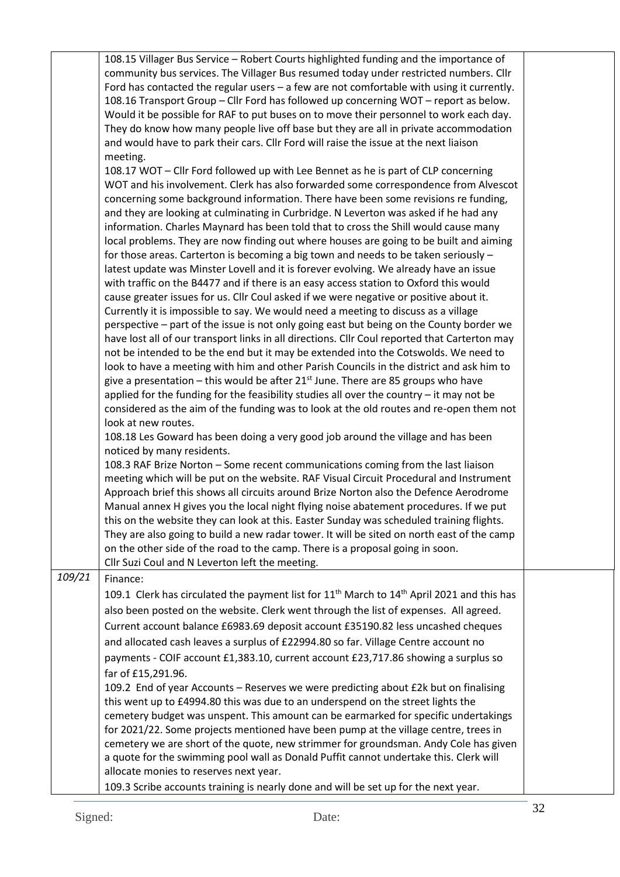| | | |
|---|---|---|
| | 108.15 Villager Bus Service – Robert Courts highlighted funding and the importance of community bus services. The Villager Bus resumed today under restricted numbers. Cllr Ford has contacted the regular users – a few are not comfortable with using it currently.<br>108.16 Transport Group – Cllr Ford has followed up concerning WOT – report as below. Would it be possible for RAF to put buses on to move their personnel to work each day. They do know how many people live off base but they are all in private accommodation and would have to park their cars. Cllr Ford will raise the issue at the next liaison meeting.<br>108.17 WOT – Cllr Ford followed up with Lee Bennet as he is part of CLP concerning WOT and his involvement. Clerk has also forwarded some correspondence from Alvescot concerning some background information. There have been some revisions re funding, and they are looking at culminating in Curbridge. N Leverton was asked if he had any information. Charles Maynard has been told that to cross the Shill would cause many local problems. They are now finding out where houses are going to be built and aiming for those areas. Carterton is becoming a big town and needs to be taken seriously – latest update was Minster Lovell and it is forever evolving. We already have an issue with traffic on the B4477 and if there is an easy access station to Oxford this would cause greater issues for us. Cllr Coul asked if we were negative or positive about it. Currently it is impossible to say. We would need a meeting to discuss as a village perspective – part of the issue is not only going east but being on the County border we have lost all of our transport links in all directions. Cllr Coul reported that Carterton may not be intended to be the end but it may be extended into the Cotswolds. We need to look to have a meeting with him and other Parish Councils in the district and ask him to give a presentation – this would be after 21st June. There are 85 groups who have applied for the funding for the feasibility studies all over the country – it may not be considered as the aim of the funding was to look at the old routes and re-open them not look at new routes.<br>108.18 Les Goward has been doing a very good job around the village and has been noticed by many residents.<br>108.3 RAF Brize Norton – Some recent communications coming from the last liaison meeting which will be put on the website. RAF Visual Circuit Procedural and Instrument Approach brief this shows all circuits around Brize Norton also the Defence Aerodrome Manual annex H gives you the local night flying noise abatement procedures. If we put this on the website they can look at this. Easter Sunday was scheduled training flights. They are also going to build a new radar tower. It will be sited on north east of the camp on the other side of the road to the camp. There is a proposal going in soon.<br>Cllr Suzi Coul and N Leverton left the meeting. | |
| *109/21* | Finance:<br>109.1 Clerk has circulated the payment list for 11th March to 14th April 2021 and this has also been posted on the website. Clerk went through the list of expenses. All agreed. Current account balance £6983.69 deposit account £35190.82 less uncashed cheques and allocated cash leaves a surplus of £22994.80 so far. Village Centre account no payments - COIF account £1,383.10, current account £23,717.86 showing a surplus so far of £15,291.96.<br>109.2 End of year Accounts – Reserves we were predicting about £2k but on finalising this went up to £4994.80 this was due to an underspend on the street lights the cemetery budget was unspent. This amount can be earmarked for specific undertakings for 2021/22. Some projects mentioned have been pump at the village centre, trees in cemetery we are short of the quote, new strimmer for groundsman. Andy Cole has given a quote for the swimming pool wall as Donald Puffit cannot undertake this. Clerk will allocate monies to reserves next year.<br>109.3 Scribe accounts training is nearly done and will be set up for the next year. | |

Signed: Date: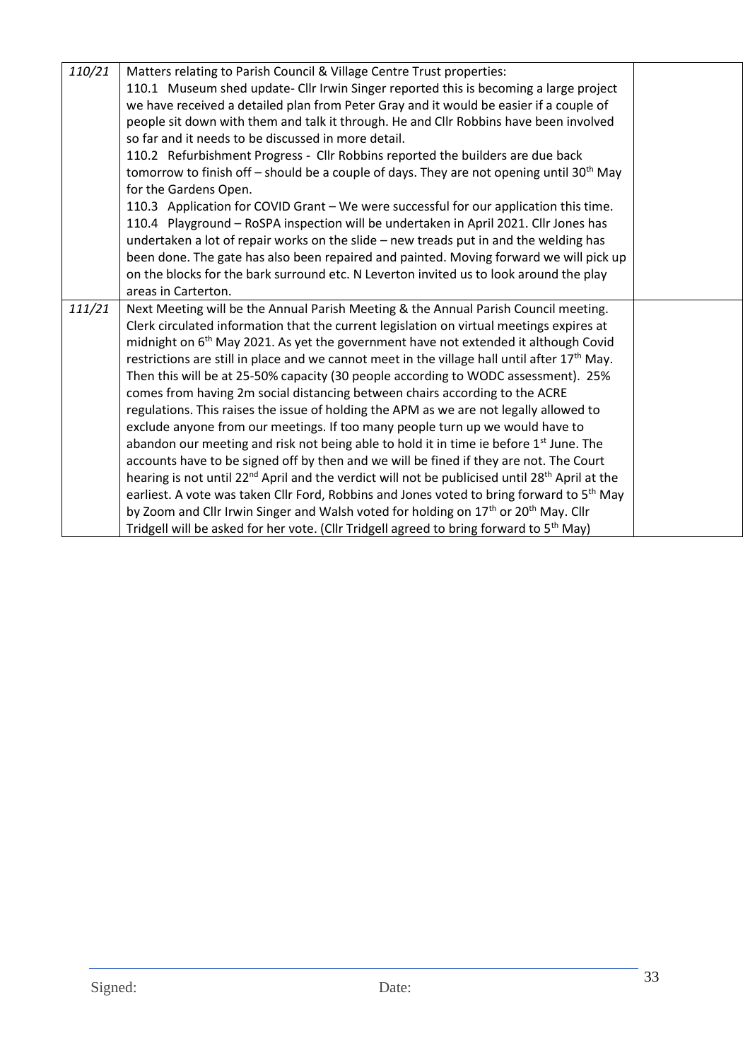| | | |
|---|---|---|
| *110/21* | Matters relating to Parish Council & Village Centre Trust properties:<br>110.1 Museum shed update- Cllr Irwin Singer reported this is becoming a large project we have received a detailed plan from Peter Gray and it would be easier if a couple of people sit down with them and talk it through. He and Cllr Robbins have been involved so far and it needs to be discussed in more detail.<br>110.2 Refurbishment Progress - Cllr Robbins reported the builders are due back tomorrow to finish off – should be a couple of days. They are not opening until 30th May for the Gardens Open.<br>110.3 Application for COVID Grant – We were successful for our application this time.<br>110.4 Playground – RoSPA inspection will be undertaken in April 2021. Cllr Jones has undertaken a lot of repair works on the slide – new treads put in and the welding has been done. The gate has also been repaired and painted. Moving forward we will pick up on the blocks for the bark surround etc. N Leverton invited us to look around the play areas in Carterton. | |
| *111/21* | Next Meeting will be the Annual Parish Meeting & the Annual Parish Council meeting. Clerk circulated information that the current legislation on virtual meetings expires at midnight on 6th May 2021. As yet the government have not extended it although Covid restrictions are still in place and we cannot meet in the village hall until after 17th May. Then this will be at 25-50% capacity (30 people according to WODC assessment). 25% comes from having 2m social distancing between chairs according to the ACRE regulations. This raises the issue of holding the APM as we are not legally allowed to exclude anyone from our meetings. If too many people turn up we would have to abandon our meeting and risk not being able to hold it in time ie before 1st June. The accounts have to be signed off by then and we will be fined if they are not. The Court hearing is not until 22nd April and the verdict will not be publicised until 28th April at the earliest. A vote was taken Cllr Ford, Robbins and Jones voted to bring forward to 5th May by Zoom and Cllr Irwin Singer and Walsh voted for holding on 17th or 20th May. Cllr Tridgell will be asked for her vote. (Cllr Tridgell agreed to bring forward to 5th May) | |

Signed: Date: